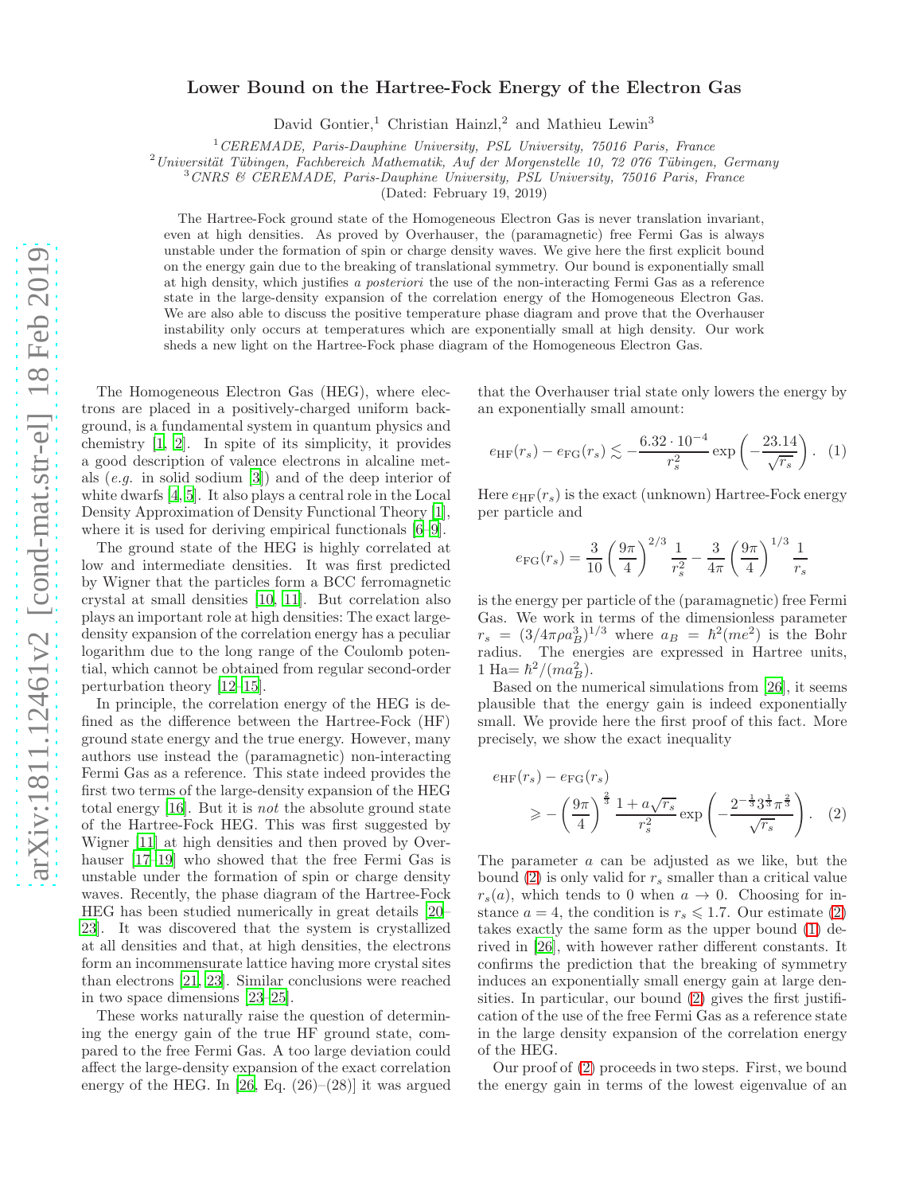# Lower Bound on the Hartree-Fock Energy of the Electron Gas

David Gontier,[1] Christian Hainzl,[2] and Mathieu Lewin[3]

[1] *CEREMADE, Paris-Dauphine University, PSL University, 75016 Paris, France*
[2] *Universität Tübingen, Fachbereich Mathematik, Auf der Morgenstelle 10, 72 076 Tübingen, Germany*
[3] *CNRS & CEREMADE, Paris-Dauphine University, PSL University, 75016 Paris, France*

(Dated: February 19, 2019)

The Hartree-Fock ground state of the Homogeneous Electron Gas is never translation invariant, even at high densities. As proved by Overhauser, the (paramagnetic) free Fermi Gas is always unstable under the formation of spin or charge density waves. We give here the first explicit bound on the energy gain due to the breaking of translational symmetry. Our bound is exponentially small at high density, which justifies *a posteriori* the use of the non-interacting Fermi Gas as a reference state in the large-density expansion of the correlation energy of the Homogeneous Electron Gas. We are also able to discuss the positive temperature phase diagram and prove that the Overhauser instability only occurs at temperatures which are exponentially small at high density. Our work sheds a new light on the Hartree-Fock phase diagram of the Homogeneous Electron Gas.

The Homogeneous Electron Gas (HEG), where electrons are placed in a positively-charged uniform background, is a fundamental system in quantum physics and chemistry [1, 2]. In spite of its simplicity, it provides a good description of valence electrons in alcaline metals (*e.g.* in solid sodium [3]) and of the deep interior of white dwarfs [4, 5]. It also plays a central role in the Local Density Approximation of Density Functional Theory [1], where it is used for deriving empirical functionals [6–9].

The ground state of the HEG is highly correlated at low and intermediate densities. It was first predicted by Wigner that the particles form a BCC ferromagnetic crystal at small densities [10, 11]. But correlation also plays an important role at high densities: The exact large-density expansion of the correlation energy has a peculiar logarithm due to the long range of the Coulomb potential, which cannot be obtained from regular second-order perturbation theory [12–15].

In principle, the correlation energy of the HEG is defined as the difference between the Hartree-Fock (HF) ground state energy and the true energy. However, many authors use instead the (paramagnetic) non-interacting Fermi Gas as a reference. This state indeed provides the first two terms of the large-density expansion of the HEG total energy [16]. But it is *not* the absolute ground state of the Hartree-Fock HEG. This was first suggested by Wigner [11] at high densities and then proved by Overhauser [17–19] who showed that the free Fermi Gas is unstable under the formation of spin or charge density waves. Recently, the phase diagram of the Hartree-Fock HEG has been studied numerically in great details [20–23]. It was discovered that the system is crystallized at all densities and that, at high densities, the electrons form an incommensurate lattice having more crystal sites than electrons [21, 23]. Similar conclusions were reached in two space dimensions [23–25].

These works naturally raise the question of determining the energy gain of the true HF ground state, compared to the free Fermi Gas. A too large deviation could affect the large-density expansion of the exact correlation energy of the HEG. In [26, Eq. (26)–(28)] it was argued that the Overhauser trial state only lowers the energy by an exponentially small amount:

$$e_{\rm HF}(r_s) - e_{\rm FG}(r_s) \lesssim -\frac{6.32\cdot 10^{-4}}{r_s^2}\exp\left(-\frac{23.14}{\sqrt{r_s}}\right). \quad (1)$$

Here $e_{\rm HF}(r_s)$ is the exact (unknown) Hartree-Fock energy per particle and

$$e_{\rm FG}(r_s) = \frac{3}{10}\left(\frac{9\pi}{4}\right)^{2/3}\frac{1}{r_s^2} - \frac{3}{4\pi}\left(\frac{9\pi}{4}\right)^{1/3}\frac{1}{r_s}$$

is the energy per particle of the (paramagnetic) free Fermi Gas. We work in terms of the dimensionless parameter $r_s = (3/4\pi\rho a_B^3)^{1/3}$ where $a_B = \hbar^2(me^2)$ is the Bohr radius. The energies are expressed in Hartree units, 1 Ha$=\hbar^2/(ma_B^2)$.

Based on the numerical simulations from [26], it seems plausible that the energy gain is indeed exponentially small. We provide here the first proof of this fact. More precisely, we show the exact inequality

$$e_{\rm HF}(r_s) - e_{\rm FG}(r_s) \geqslant -\left(\frac{9\pi}{4}\right)^{\frac{2}{3}}\frac{1+a\sqrt{r_s}}{r_s^2}\exp\left(-\frac{2^{-\frac{1}{3}}3^{\frac{1}{3}}\pi^{\frac{2}{3}}}{\sqrt{r_s}}\right). \quad (2)$$

The parameter $a$ can be adjusted as we like, but the bound (2) is only valid for $r_s$ smaller than a critical value $r_s(a)$, which tends to 0 when $a \to 0$. Choosing for instance $a = 4$, the condition is $r_s \leqslant 1.7$. Our estimate (2) takes exactly the same form as the upper bound (1) derived in [26], with however rather different constants. It confirms the prediction that the breaking of symmetry induces an exponentially small energy gain at large densities. In particular, our bound (2) gives the first justification of the use of the free Fermi Gas as a reference state in the large density expansion of the correlation energy of the HEG.

Our proof of (2) proceeds in two steps. First, we bound the energy gain in terms of the lowest eigenvalue of an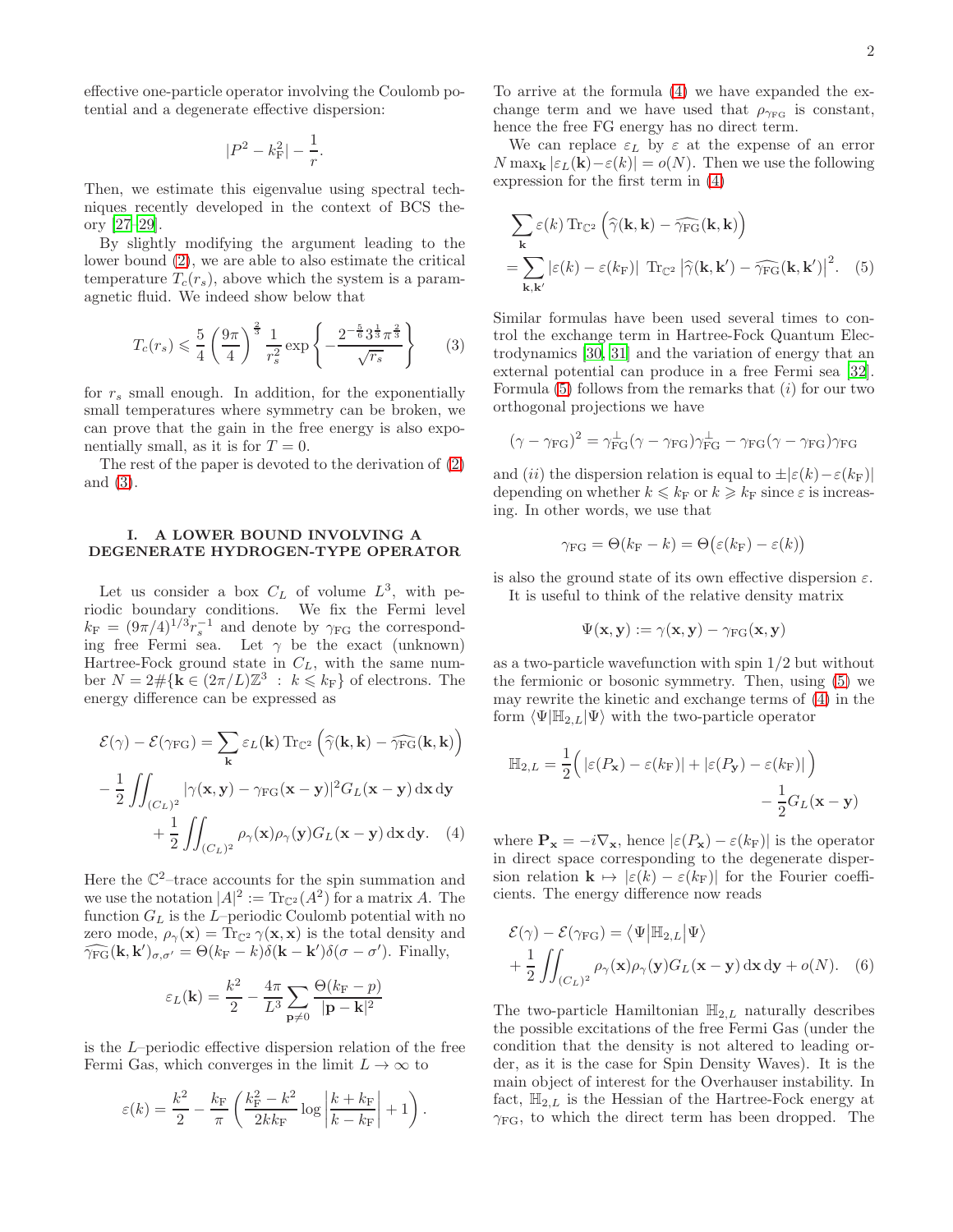effective one-particle operator involving the Coulomb potential and a degenerate effective dispersion:

$$|P^2 - k_{\rm F}^2| - \frac{1}{r}.$$

Then, we estimate this eigenvalue using spectral techniques recently developed in the context of BCS theory [27–29].

By slightly modifying the argument leading to the lower bound (2), we are able to also estimate the critical temperature $T_c(r_s)$, above which the system is a paramagnetic fluid. We indeed show below that

$$T_c(r_s) \leqslant \frac{5}{4}\left(\frac{9\pi}{4}\right)^{\frac{2}{3}} \frac{1}{r_s^2} \exp\left\{-\frac{2^{-\frac{5}{6}}3^{\frac{1}{3}}\pi^{\frac{2}{3}}}{\sqrt{r_s}}\right\} \tag{3}$$

for $r_s$ small enough. In addition, for the exponentially small temperatures where symmetry can be broken, we can prove that the gain in the free energy is also exponentially small, as it is for $T = 0$.

The rest of the paper is devoted to the derivation of (2) and (3).

## I. A LOWER BOUND INVOLVING A DEGENERATE HYDROGEN-TYPE OPERATOR

Let us consider a box $C_L$ of volume $L^3$, with periodic boundary conditions. We fix the Fermi level $k_{\rm F} = (9\pi/4)^{1/3} r_s^{-1}$ and denote by $\gamma_{\rm FG}$ the corresponding free Fermi sea. Let $\gamma$ be the exact (unknown) Hartree-Fock ground state in $C_L$, with the same number $N = 2\#\{\mathbf{k} \in (2\pi/L)\mathbb{Z}^3 \ :\ k \leqslant k_{\rm F}\}$ of electrons. The energy difference can be expressed as

$$\begin{aligned}
\mathcal{E}(\gamma) - \mathcal{E}(\gamma_{\rm FG}) &= \sum_{\mathbf{k}} \varepsilon_L(\mathbf{k})\, {\rm Tr}_{\mathbb{C}^2}\left(\widehat{\gamma}(\mathbf{k},\mathbf{k}) - \widehat{\gamma_{\rm FG}}(\mathbf{k},\mathbf{k})\right) \\
&- \frac{1}{2}\iint_{(C_L)^2} |\gamma(\mathbf{x},\mathbf{y}) - \gamma_{\rm FG}(\mathbf{x}-\mathbf{y})|^2 G_L(\mathbf{x}-\mathbf{y})\,{\rm d}\mathbf{x}\,{\rm d}\mathbf{y} \\
&+ \frac{1}{2}\iint_{(C_L)^2} \rho_\gamma(\mathbf{x})\rho_\gamma(\mathbf{y}) G_L(\mathbf{x}-\mathbf{y})\,{\rm d}\mathbf{x}\,{\rm d}\mathbf{y}.
\end{aligned} \tag{4}$$

Here the $\mathbb{C}^2$–trace accounts for the spin summation and we use the notation $|A|^2 := {\rm Tr}_{\mathbb{C}^2}(A^2)$ for a matrix $A$. The function $G_L$ is the $L$–periodic Coulomb potential with no zero mode, $\rho_\gamma(\mathbf{x}) = {\rm Tr}_{\mathbb{C}^2}\,\gamma(\mathbf{x},\mathbf{x})$ is the total density and $\widehat{\gamma_{\rm FG}}(\mathbf{k},\mathbf{k}')_{\sigma,\sigma'} = \Theta(k_{\rm F} - k)\delta(\mathbf{k}-\mathbf{k}')\delta(\sigma-\sigma')$. Finally,

$$\varepsilon_L(\mathbf{k}) = \frac{k^2}{2} - \frac{4\pi}{L^3}\sum_{\mathbf{p}\neq 0} \frac{\Theta(k_{\rm F} - p)}{|\mathbf{p}-\mathbf{k}|^2}$$

is the $L$–periodic effective dispersion relation of the free Fermi Gas, which converges in the limit $L \to \infty$ to

$$\varepsilon(k) = \frac{k^2}{2} - \frac{k_{\rm F}}{\pi}\left(\frac{k_{\rm F}^2 - k^2}{2kk_{\rm F}} \log\left|\frac{k+k_{\rm F}}{k-k_{\rm F}}\right| + 1\right).$$

To arrive at the formula (4) we have expanded the exchange term and we have used that $\rho_{\gamma_{\rm FG}}$ is constant, hence the free FG energy has no direct term.

We can replace $\varepsilon_L$ by $\varepsilon$ at the expense of an error $N \max_{\mathbf{k}} |\varepsilon_L(\mathbf{k}) - \varepsilon(k)| = o(N)$. Then we use the following expression for the first term in (4)

$$\begin{aligned}
&\sum_{\mathbf{k}} \varepsilon(k)\, {\rm Tr}_{\mathbb{C}^2}\left(\widehat{\gamma}(\mathbf{k},\mathbf{k}) - \widehat{\gamma_{\rm FG}}(\mathbf{k},\mathbf{k})\right) \\
&= \sum_{\mathbf{k},\mathbf{k}'} |\varepsilon(k) - \varepsilon(k_{\rm F})|\ {\rm Tr}_{\mathbb{C}^2}\left|\widehat{\gamma}(\mathbf{k},\mathbf{k}') - \widehat{\gamma_{\rm FG}}(\mathbf{k},\mathbf{k}')\right|^2.
\end{aligned} \tag{5}$$

Similar formulas have been used several times to control the exchange term in Hartree-Fock Quantum Electrodynamics [30, 31] and the variation of energy that an external potential can produce in a free Fermi sea [32]. Formula (5) follows from the remarks that $(i)$ for our two orthogonal projections we have

$$(\gamma - \gamma_{\rm FG})^2 = \gamma_{\rm FG}^\perp(\gamma - \gamma_{\rm FG})\gamma_{\rm FG}^\perp - \gamma_{\rm FG}(\gamma - \gamma_{\rm FG})\gamma_{\rm FG}$$

and $(ii)$ the dispersion relation is equal to $\pm|\varepsilon(k) - \varepsilon(k_{\rm F})|$ depending on whether $k \leqslant k_{\rm F}$ or $k \geqslant k_{\rm F}$ since $\varepsilon$ is increasing. In other words, we use that

$$\gamma_{\rm FG} = \Theta(k_{\rm F} - k) = \Theta\big(\varepsilon(k_{\rm F}) - \varepsilon(k)\big)$$

is also the ground state of its own effective dispersion $\varepsilon$.

It is useful to think of the relative density matrix

$$\Psi(\mathbf{x},\mathbf{y}) := \gamma(\mathbf{x},\mathbf{y}) - \gamma_{\rm FG}(\mathbf{x},\mathbf{y})$$

as a two-particle wavefunction with spin 1/2 but without the fermionic or bosonic symmetry. Then, using (5) we may rewrite the kinetic and exchange terms of (4) in the form $\langle\Psi|\mathbb{H}_{2,L}|\Psi\rangle$ with the two-particle operator

$$\mathbb{H}_{2,L} = \frac{1}{2}\Big(\,|\varepsilon(P_{\mathbf{x}}) - \varepsilon(k_{\rm F})| + |\varepsilon(P_{\mathbf{y}}) - \varepsilon(k_{\rm F})|\,\Big) - \frac{1}{2}G_L(\mathbf{x}-\mathbf{y})$$

where $\mathbf{P}_{\mathbf{x}} = -i\nabla_{\mathbf{x}}$, hence $|\varepsilon(P_{\mathbf{x}}) - \varepsilon(k_{\rm F})|$ is the operator in direct space corresponding to the degenerate dispersion relation $\mathbf{k} \mapsto |\varepsilon(k) - \varepsilon(k_{\rm F})|$ for the Fourier coefficients. The energy difference now reads

$$\begin{aligned}
\mathcal{E}(\gamma) - \mathcal{E}(\gamma_{\rm FG}) &= \big\langle\Psi\big|\mathbb{H}_{2,L}\big|\Psi\big\rangle \\
&+ \frac{1}{2}\iint_{(C_L)^2} \rho_\gamma(\mathbf{x})\rho_\gamma(\mathbf{y})G_L(\mathbf{x}-\mathbf{y})\,{\rm d}\mathbf{x}\,{\rm d}\mathbf{y} + o(N).
\end{aligned} \tag{6}$$

The two-particle Hamiltonian $\mathbb{H}_{2,L}$ naturally describes the possible excitations of the free Fermi Gas (under the condition that the density is not altered to leading order, as it is the case for Spin Density Waves). It is the main object of interest for the Overhauser instability. In fact, $\mathbb{H}_{2,L}$ is the Hessian of the Hartree-Fock energy at $\gamma_{\rm FG}$, to which the direct term has been dropped. The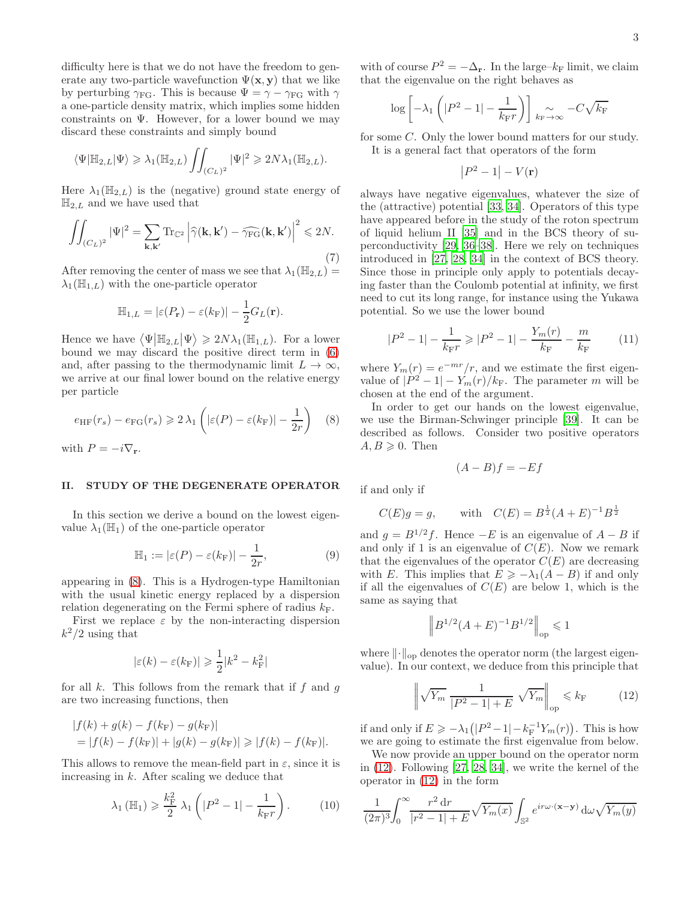difficulty here is that we do not have the freedom to generate any two-particle wavefunction $\Psi(\mathbf{x},\mathbf{y})$ that we like by perturbing $\gamma_{\rm FG}$. This is because $\Psi = \gamma - \gamma_{\rm FG}$ with $\gamma$ a one-particle density matrix, which implies some hidden constraints on $\Psi$. However, for a lower bound we may discard these constraints and simply bound

$$\langle \Psi | \mathbb{H}_{2,L} | \Psi \rangle \geqslant \lambda_1(\mathbb{H}_{2,L}) \iint_{(C_L)^2} |\Psi|^2 \geqslant 2N\lambda_1(\mathbb{H}_{2,L}).$$

Here $\lambda_1(\mathbb{H}_{2,L})$ is the (negative) ground state energy of $\mathbb{H}_{2,L}$ and we have used that

$$\iint_{(C_L)^2} |\Psi|^2 = \sum_{\mathbf{k},\mathbf{k}'} {\rm Tr}_{\mathbb{C}^2} \left| \widehat{\gamma}(\mathbf{k},\mathbf{k}') - \widehat{\gamma_{\rm FG}}(\mathbf{k},\mathbf{k}')\right|^2 \leqslant 2N. \tag{7}$$

After removing the center of mass we see that $\lambda_1(\mathbb{H}_{2,L}) = \lambda_1(\mathbb{H}_{1,L})$ with the one-particle operator

$$\mathbb{H}_{1,L} = |\varepsilon(P_{\mathbf{r}}) - \varepsilon(k_{\rm F})| - \frac{1}{2}G_L(\mathbf{r}).$$

Hence we have $\langle \Psi | \mathbb{H}_{2,L} | \Psi \rangle \geqslant 2N\lambda_1(\mathbb{H}_{1,L})$. For a lower bound we may discard the positive direct term in (6) and, after passing to the thermodynamic limit $L \to \infty$, we arrive at our final lower bound on the relative energy per particle

$$e_{\rm HF}(r_s) - e_{\rm FG}(r_s) \geqslant 2\,\lambda_1\left(|\varepsilon(P) - \varepsilon(k_{\rm F})| - \frac{1}{2r}\right) \tag{8}$$

with $P = -i\nabla_{\mathbf{r}}$.

## II. STUDY OF THE DEGENERATE OPERATOR

In this section we derive a bound on the lowest eigenvalue $\lambda_1(\mathbb{H}_1)$ of the one-particle operator

$$\mathbb{H}_1 := |\varepsilon(P) - \varepsilon(k_{\rm F})| - \frac{1}{2r}, \tag{9}$$

appearing in (8). This is a Hydrogen-type Hamiltonian with the usual kinetic energy replaced by a dispersion relation degenerating on the Fermi sphere of radius $k_{\rm F}$.

First we replace $\varepsilon$ by the non-interacting dispersion $k^2/2$ using that

$$|\varepsilon(k) - \varepsilon(k_{\rm F})| \geqslant \frac{1}{2}|k^2 - k_{\rm F}^2|$$

for all $k$. This follows from the remark that if $f$ and $g$ are two increasing functions, then

$$\begin{aligned}
&|f(k) + g(k) - f(k_{\rm F}) - g(k_{\rm F})| \\
&= |f(k) - f(k_{\rm F})| + |g(k) - g(k_{\rm F})| \geqslant |f(k) - f(k_{\rm F})|.
\end{aligned}$$

This allows to remove the mean-field part in $\varepsilon$, since it is increasing in $k$. After scaling we deduce that

$$\lambda_1(\mathbb{H}_1) \geqslant \frac{k_{\rm F}^2}{2}\,\lambda_1\left(|P^2 - 1| - \frac{1}{k_{\rm F} r}\right). \tag{10}$$

with of course $P^2 = -\Delta_{\mathbf{r}}$. In the large–$k_{\rm F}$ limit, we claim that the eigenvalue on the right behaves as

$$\log\left[-\lambda_1\left(|P^2 - 1| - \frac{1}{k_{\rm F} r}\right)\right] \underset{k_{\rm F}\to\infty}{\sim} -C\sqrt{k_{\rm F}}$$

for some $C$. Only the lower bound matters for our study.

It is a general fact that operators of the form

$$\left|P^2 - 1\right| - V(\mathbf{r})$$

always have negative eigenvalues, whatever the size of the (attractive) potential [33, 34]. Operators of this type have appeared before in the study of the roton spectrum of liquid helium II [35] and in the BCS theory of superconductivity [29, 36–38]. Here we rely on techniques introduced in [27, 28, 34] in the context of BCS theory. Since those in principle only apply to potentials decaying faster than the Coulomb potential at infinity, we first need to cut its long range, for instance using the Yukawa potential. So we use the lower bound

$$|P^2 - 1| - \frac{1}{k_{\rm F} r} \geqslant |P^2 - 1| - \frac{Y_m(r)}{k_{\rm F}} - \frac{m}{k_{\rm F}} \tag{11}$$

where $Y_m(r) = e^{-mr}/r$, and we estimate the first eigenvalue of $|P^2 - 1| - Y_m(r)/k_{\rm F}$. The parameter $m$ will be chosen at the end of the argument.

In order to get our hands on the lowest eigenvalue, we use the Birman-Schwinger principle [39]. It can be described as follows. Consider two positive operators $A, B \geqslant 0$. Then

$$(A - B)f = -Ef$$

if and only if

$$C(E)g = g, \qquad \text{with} \quad C(E) = B^{\frac{1}{2}}(A + E)^{-1}B^{\frac{1}{2}}$$

and $g = B^{1/2}f$. Hence $-E$ is an eigenvalue of $A - B$ if and only if 1 is an eigenvalue of $C(E)$. Now we remark that the eigenvalues of the operator $C(E)$ are decreasing with $E$. This implies that $E \geqslant -\lambda_1(A - B)$ if and only if all the eigenvalues of $C(E)$ are below 1, which is the same as saying that

$$\left\| B^{1/2}(A + E)^{-1}B^{1/2}\right\|_{\rm op} \leqslant 1$$

where $\|\cdot\|_{\rm op}$ denotes the operator norm (the largest eigenvalue). In our context, we deduce from this principle that

$$\left\| \sqrt{Y_m}\;\frac{1}{|P^2 - 1| + E}\;\sqrt{Y_m}\right\|_{\rm op} \leqslant k_{\rm F} \tag{12}$$

if and only if $E \geqslant -\lambda_1\big(|P^2 - 1| - k_{\rm F}^{-1}Y_m(r)\big)$. This is how we are going to estimate the first eigenvalue from below.

We now provide an upper bound on the operator norm in (12). Following [27, 28, 34], we write the kernel of the operator in (12) in the form

$$\frac{1}{(2\pi)^3}\int_0^\infty \frac{r^2\,{\rm d}r}{|r^2 - 1| + E}\sqrt{Y_m(x)}\int_{\mathbb{S}^2} e^{ir\omega\cdot(\mathbf{x}-\mathbf{y})}\,{\rm d}\omega\sqrt{Y_m(y)}$$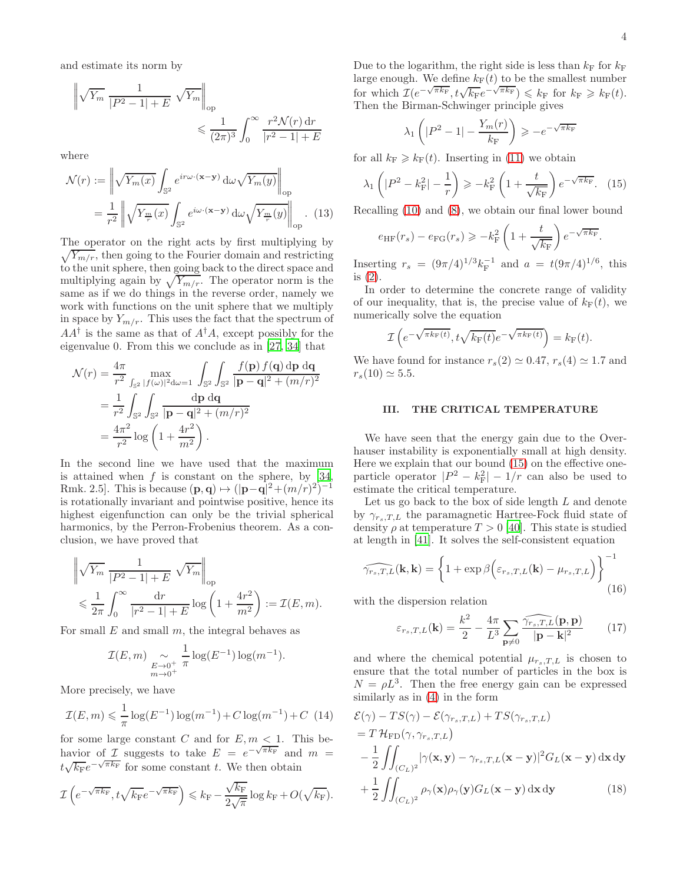and estimate its norm by

$$\left\| \sqrt{Y_m}\, \frac{1}{|P^2-1|+E}\, \sqrt{Y_m} \right\|_{\rm op} \leqslant \frac{1}{(2\pi)^3} \int_0^\infty \frac{r^2 \mathcal{N}(r)\,{\rm d}r}{|r^2-1|+E}.$$

where

$$\begin{aligned}\mathcal{N}(r) &:= \left\| \sqrt{Y_m(x)} \int_{\mathbb{S}^2} e^{ir\omega\cdot(\mathbf{x}-\mathbf{y})}\,{\rm d}\omega \sqrt{Y_m(y)} \right\|_{\rm op} \\ &= \frac{1}{r^2} \left\| \sqrt{Y_{\frac{m}{r}}(x)} \int_{\mathbb{S}^2} e^{i\omega\cdot(\mathbf{x}-\mathbf{y})}\,{\rm d}\omega \sqrt{Y_{\frac{m}{r}}(y)} \right\|_{\rm op}. \quad (13)\end{aligned}$$

The operator on the right acts by first multiplying by $\sqrt{Y_{m/r}}$, then going to the Fourier domain and restricting to the unit sphere, then going back to the direct space and multiplying again by $\sqrt{Y_{m/r}}$. The operator norm is the same as if we do things in the reverse order, namely we work with functions on the unit sphere that we multiply in space by $Y_{m/r}$. This uses the fact that the spectrum of $AA^\dagger$ is the same as that of $A^\dagger A$, except possibly for the eigenvalue 0. From this we conclude as in [27, 34] that

$$\begin{aligned}\mathcal{N}(r) &= \frac{4\pi}{r^2} \max_{\int_{\mathbb{S}^2}|f(\omega)|^2{\rm d}\omega=1} \int_{\mathbb{S}^2}\int_{\mathbb{S}^2} \frac{f(\mathbf{p})\,f(\mathbf{q})\,{\rm d}\mathbf{p}\,{\rm d}\mathbf{q}}{|\mathbf{p}-\mathbf{q}|^2+(m/r)^2} \\ &= \frac{1}{r^2}\int_{\mathbb{S}^2}\int_{\mathbb{S}^2} \frac{{\rm d}\mathbf{p}\,{\rm d}\mathbf{q}}{|\mathbf{p}-\mathbf{q}|^2+(m/r)^2} \\ &= \frac{4\pi^2}{r^2}\log\left(1+\frac{4r^2}{m^2}\right).\end{aligned}$$

In the second line we have used that the maximum is attained when $f$ is constant on the sphere, by [34, Rmk. 2.5]. This is because $(\mathbf{p},\mathbf{q}) \mapsto (|\mathbf{p}-\mathbf{q}|^2+(m/r)^2)^{-1}$ is rotationally invariant and pointwise positive, hence its highest eigenfunction can only be the trivial spherical harmonics, by the Perron-Frobenius theorem. As a conclusion, we have proved that

$$\left\| \sqrt{Y_m}\, \frac{1}{|P^2-1|+E}\, \sqrt{Y_m} \right\|_{\rm op} \leqslant \frac{1}{2\pi}\int_0^\infty \frac{{\rm d}r}{|r^2-1|+E}\log\left(1+\frac{4r^2}{m^2}\right) := \mathcal{I}(E,m).$$

For small $E$ and small $m$, the integral behaves as

$$\mathcal{I}(E,m) \underset{\substack{E\to0^+\\ m\to0^+}}{\sim} \frac{1}{\pi}\log(E^{-1})\log(m^{-1}).$$

More precisely, we have

$$\mathcal{I}(E,m) \leqslant \frac{1}{\pi}\log(E^{-1})\log(m^{-1}) + C\log(m^{-1}) + C \quad (14)$$

for some large constant $C$ and for $E, m < 1$. This behavior of $\mathcal{I}$ suggests to take $E = e^{-\sqrt{\pi k_{\rm F}}}$ and $m = t\sqrt{k_{\rm F}}e^{-\sqrt{\pi k_{\rm F}}}$ for some constant $t$. We then obtain

$$\mathcal{I}\left(e^{-\sqrt{\pi k_{\rm F}}}, t\sqrt{k_{\rm F}}e^{-\sqrt{\pi k_{\rm F}}}\right) \leqslant k_{\rm F} - \frac{\sqrt{k_{\rm F}}}{2\sqrt{\pi}}\log k_{\rm F} + O(\sqrt{k_{\rm F}}).$$

Due to the logarithm, the right side is less than $k_{\rm F}$ for $k_{\rm F}$ large enough. We define $k_{\rm F}(t)$ to be the smallest number for which $\mathcal{I}(e^{-\sqrt{\pi k_{\rm F}}}, t\sqrt{k_{\rm F}}e^{-\sqrt{\pi k_{\rm F}}}) \leqslant k_{\rm F}$ for $k_{\rm F} \geqslant k_{\rm F}(t)$. Then the Birman-Schwinger principle gives

$$\lambda_1\left(|P^2-1| - \frac{Y_m(r)}{k_{\rm F}}\right) \geqslant -e^{-\sqrt{\pi k_{\rm F}}}$$

for all $k_{\rm F} \geqslant k_{\rm F}(t)$. Inserting in (11) we obtain

$$\lambda_1\left(|P^2-k_{\rm F}^2| - \frac{1}{r}\right) \geqslant -k_{\rm F}^2\left(1+\frac{t}{\sqrt{k_{\rm F}}}\right)e^{-\sqrt{\pi k_{\rm F}}}. \quad (15)$$

Recalling (10) and (8), we obtain our final lower bound

$$e_{\rm HF}(r_s) - e_{\rm FG}(r_s) \geqslant -k_{\rm F}^2\left(1+\frac{t}{\sqrt{k_{\rm F}}}\right)e^{-\sqrt{\pi k_{\rm F}}}.$$

Inserting $r_s = (9\pi/4)^{1/3}k_{\rm F}^{-1}$ and $a = t(9\pi/4)^{1/6}$, this is (2).

In order to determine the concrete range of validity of our inequality, that is, the precise value of $k_{\rm F}(t)$, we numerically solve the equation

$$\mathcal{I}\left(e^{-\sqrt{\pi k_{\rm F}(t)}}, t\sqrt{k_{\rm F}(t)}e^{-\sqrt{\pi k_{\rm F}(t)}}\right) = k_{\rm F}(t).$$

We have found for instance $r_s(2) \simeq 0.47$, $r_s(4) \simeq 1.7$ and $r_s(10) \simeq 5.5$.

## III. THE CRITICAL TEMPERATURE

We have seen that the energy gain due to the Overhauser instability is exponentially small at high density. Here we explain that our bound (15) on the effective one-particle operator $|P^2-k_{\rm F}^2| - 1/r$ can also be used to estimate the critical temperature.

Let us go back to the box of side length $L$ and denote by $\gamma_{r_s,T,L}$ the paramagnetic Hartree-Fock fluid state of density $\rho$ at temperature $T>0$ [40]. This state is studied at length in [41]. It solves the self-consistent equation

$$\widehat{\gamma_{r_s,T,L}}(\mathbf{k},\mathbf{k}) = \left\{1+\exp\beta\Big(\varepsilon_{r_s,T,L}(\mathbf{k}) - \mu_{r_s,T,L}\Big)\right\}^{-1} \quad (16)$$

with the dispersion relation

$$\varepsilon_{r_s,T,L}(\mathbf{k}) = \frac{k^2}{2} - \frac{4\pi}{L^3}\sum_{\mathbf{p}\neq0}\frac{\widehat{\gamma_{r_s,T,L}}(\mathbf{p},\mathbf{p})}{|\mathbf{p}-\mathbf{k}|^2} \quad (17)$$

and where the chemical potential $\mu_{r_s,T,L}$ is chosen to ensure that the total number of particles in the box is $N = \rho L^3$. Then the free energy gain can be expressed similarly as in (4) in the form

$$\begin{aligned}&\mathcal{E}(\gamma) - TS(\gamma) - \mathcal{E}(\gamma_{r_s,T,L}) + TS(\gamma_{r_s,T,L}) \\ &= T\,\mathcal{H}_{\rm FD}(\gamma,\gamma_{r_s,T,L}) \\ &\quad - \frac12\iint_{(C_L)^2}|\gamma(\mathbf{x},\mathbf{y}) - \gamma_{r_s,T,L}(\mathbf{x}-\mathbf{y})|^2 G_L(\mathbf{x}-\mathbf{y})\,{\rm d}\mathbf{x}\,{\rm d}\mathbf{y} \\ &\quad + \frac12\iint_{(C_L)^2}\rho_\gamma(\mathbf{x})\rho_\gamma(\mathbf{y})G_L(\mathbf{x}-\mathbf{y})\,{\rm d}\mathbf{x}\,{\rm d}\mathbf{y} \quad (18)\end{aligned}$$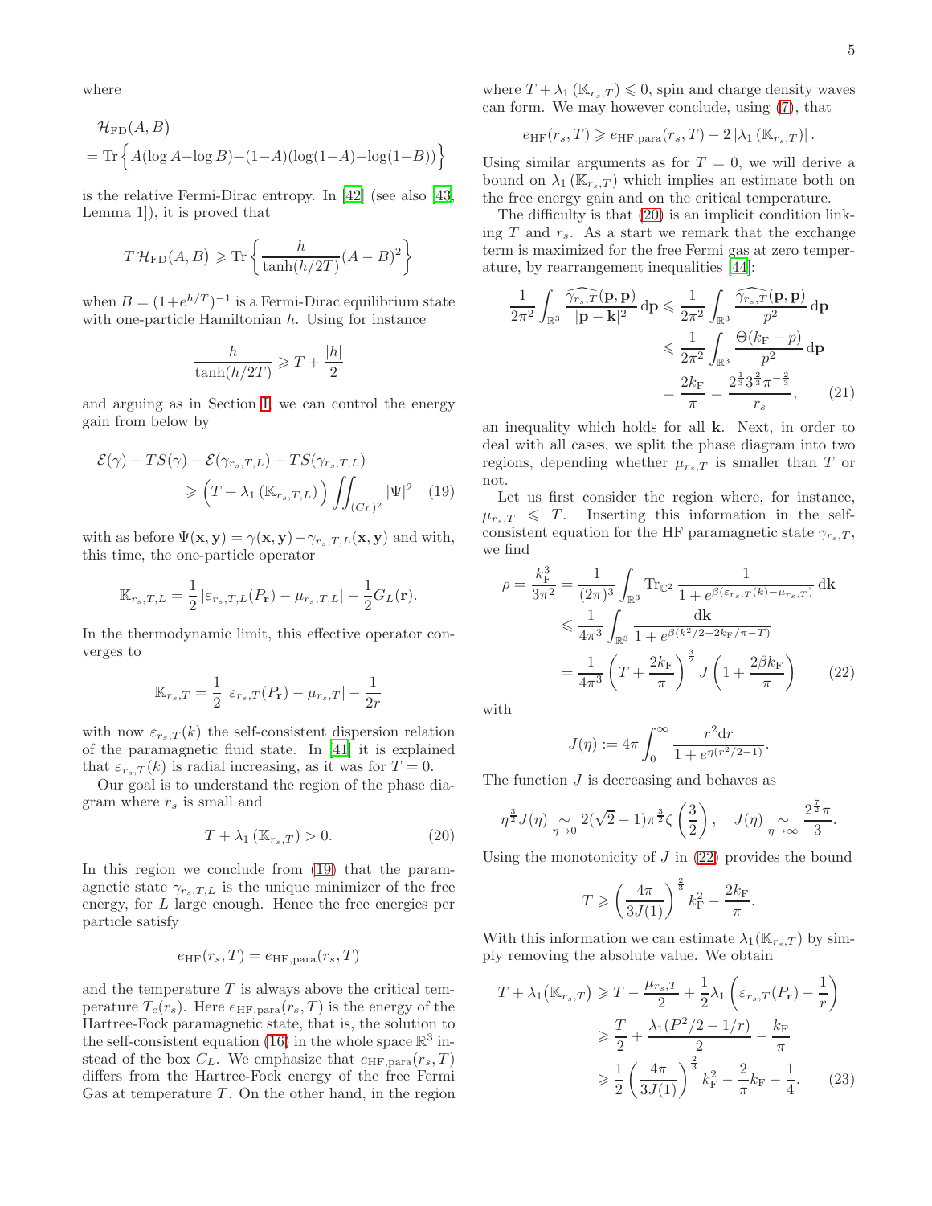where

$$
\begin{aligned}
&\mathcal{H}_{\rm FD}(A,B)\\
&= {\rm Tr}\Big\{A(\log A-\log B)+(1-A)(\log(1-A)-\log(1-B))\Big\}
\end{aligned}
$$

is the relative Fermi-Dirac entropy. In [42] (see also [43, Lemma 1]), it is proved that

$$
T\,\mathcal{H}_{\rm FD}(A,B)\geqslant {\rm Tr}\left\{\frac{h}{\tanh(h/2T)}(A-B)^2\right\}
$$

when $B=(1+e^{h/T})^{-1}$ is a Fermi-Dirac equilibrium state with one-particle Hamiltonian $h$. Using for instance

$$
\frac{h}{\tanh(h/2T)}\geqslant T+\frac{|h|}{2}
$$

and arguing as in Section I, we can control the energy gain from below by

$$
\begin{aligned}
\mathcal{E}(\gamma)-TS(\gamma)-\mathcal{E}(\gamma_{r_s,T,L})+TS(\gamma_{r_s,T,L})&\\
\geqslant \Big(T+\lambda_1\left(\mathbb{K}_{r_s,T,L}\right)\Big)\iint_{(C_L)^2}|\Psi|^2 &\quad (19)
\end{aligned}
$$

with as before $\Psi(\mathbf{x},\mathbf{y})=\gamma(\mathbf{x},\mathbf{y})-\gamma_{r_s,T,L}(\mathbf{x},\mathbf{y})$ and with, this time, the one-particle operator

$$
\mathbb{K}_{r_s,T,L}=\frac12\left|\varepsilon_{r_s,T,L}(P_{\mathbf{r}})-\mu_{r_s,T,L}\right|-\frac12 G_L(\mathbf{r}).
$$

In the thermodynamic limit, this effective operator converges to

$$
\mathbb{K}_{r_s,T}=\frac12\left|\varepsilon_{r_s,T}(P_{\mathbf{r}})-\mu_{r_s,T}\right|-\frac{1}{2r}
$$

with now $\varepsilon_{r_s,T}(k)$ the self-consistent dispersion relation of the paramagnetic fluid state. In [41] it is explained that $\varepsilon_{r_s,T}(k)$ is radial increasing, as it was for $T=0$.

Our goal is to understand the region of the phase diagram where $r_s$ is small and

$$
T+\lambda_1\left(\mathbb{K}_{r_s,T}\right)>0. \qquad (20)
$$

In this region we conclude from (19) that the paramagnetic state $\gamma_{r_s,T,L}$ is the unique minimizer of the free energy, for $L$ large enough. Hence the free energies per particle satisfy

$$
e_{\rm HF}(r_s,T)=e_{\rm HF,para}(r_s,T)
$$

and the temperature $T$ is always above the critical temperature $T_c(r_s)$. Here $e_{\rm HF,para}(r_s,T)$ is the energy of the Hartree-Fock paramagnetic state, that is, the solution to the self-consistent equation (16) in the whole space $\mathbb{R}^3$ instead of the box $C_L$. We emphasize that $e_{\rm HF,para}(r_s,T)$ differs from the Hartree-Fock energy of the free Fermi Gas at temperature $T$. On the other hand, in the region where $T+\lambda_1\left(\mathbb{K}_{r_s,T}\right)\leqslant 0$, spin and charge density waves can form. We may however conclude, using (7), that

$$
e_{\rm HF}(r_s,T)\geqslant e_{\rm HF,para}(r_s,T)-2\left|\lambda_1\left(\mathbb{K}_{r_s,T}\right)\right|.
$$

Using similar arguments as for $T=0$, we will derive a bound on $\lambda_1(\mathbb{K}_{r_s,T})$ which implies an estimate both on the free energy gain and on the critical temperature.

The difficulty is that (20) is an implicit condition linking $T$ and $r_s$. As a start we remark that the exchange term is maximized for the free Fermi gas at zero temperature, by rearrangement inequalities [44]:

$$
\begin{aligned}
\frac{1}{2\pi^2}\int_{\mathbb{R}^3}\frac{\widehat{\gamma_{r_s,T}}(\mathbf{p},\mathbf{p})}{|\mathbf{p}-\mathbf{k}|^2}\,{\rm d}\mathbf{p}&\leqslant \frac{1}{2\pi^2}\int_{\mathbb{R}^3}\frac{\widehat{\gamma_{r_s,T}}(\mathbf{p},\mathbf{p})}{p^2}\,{\rm d}\mathbf{p}\\
&\leqslant \frac{1}{2\pi^2}\int_{\mathbb{R}^3}\frac{\Theta(k_{\rm F}-p)}{p^2}\,{\rm d}\mathbf{p}\\
&=\frac{2k_{\rm F}}{\pi}=\frac{2^{\frac13}3^{\frac23}\pi^{-\frac23}}{r_s}, \qquad (21)
\end{aligned}
$$

an inequality which holds for all $\mathbf{k}$. Next, in order to deal with all cases, we split the phase diagram into two regions, depending whether $\mu_{r_s,T}$ is smaller than $T$ or not.

Let us first consider the region where, for instance, $\mu_{r_s,T}\leqslant T$. Inserting this information in the self-consistent equation for the HF paramagnetic state $\gamma_{r_s,T}$, we find

$$
\begin{aligned}
\rho=\frac{k_{\rm F}^3}{3\pi^2}&=\frac{1}{(2\pi)^3}\int_{\mathbb{R}^3}{\rm Tr}_{\mathbb{C}^2}\,\frac{1}{1+e^{\beta(\varepsilon_{r_s,T}(k)-\mu_{r_s,T})}}\,{\rm d}\mathbf{k}\\
&\leqslant\frac{1}{4\pi^3}\int_{\mathbb{R}^3}\frac{{\rm d}\mathbf{k}}{1+e^{\beta(k^2/2-2k_{\rm F}/\pi-T)}}\\
&=\frac{1}{4\pi^3}\left(T+\frac{2k_{\rm F}}{\pi}\right)^{\frac32}J\left(1+\frac{2\beta k_{\rm F}}{\pi}\right) \qquad (22)
\end{aligned}
$$

with

$$
J(\eta):=4\pi\int_0^\infty\frac{r^2{\rm d}r}{1+e^{\eta(r^2/2-1)}}.
$$

The function $J$ is decreasing and behaves as

$$
\eta^{\frac32}J(\eta)\underset{\eta\to0}{\sim}2(\sqrt2-1)\pi^{\frac32}\zeta\left(\frac32\right),\quad J(\eta)\underset{\eta\to\infty}{\sim}\frac{2^{\frac72}\pi}{3}.
$$

Using the monotonicity of $J$ in (22) provides the bound

$$
T\geqslant\left(\frac{4\pi}{3J(1)}\right)^{\frac23}k_{\rm F}^2-\frac{2k_{\rm F}}{\pi}.
$$

With this information we can estimate $\lambda_1(\mathbb{K}_{r_s,T})$ by simply removing the absolute value. We obtain

$$
\begin{aligned}
T+\lambda_1\big(\mathbb{K}_{r_s,T}\big)&\geqslant T-\frac{\mu_{r_s,T}}{2}+\frac12\lambda_1\left(\varepsilon_{r_s,T}(P_{\mathbf{r}})-\frac1r\right)\\
&\geqslant\frac{T}{2}+\frac{\lambda_1(P^2/2-1/r)}{2}-\frac{k_{\rm F}}{\pi}\\
&\geqslant\frac12\left(\frac{4\pi}{3J(1)}\right)^{\frac23}k_{\rm F}^2-\frac{2}{\pi}k_{\rm F}-\frac14. \qquad (23)
\end{aligned}
$$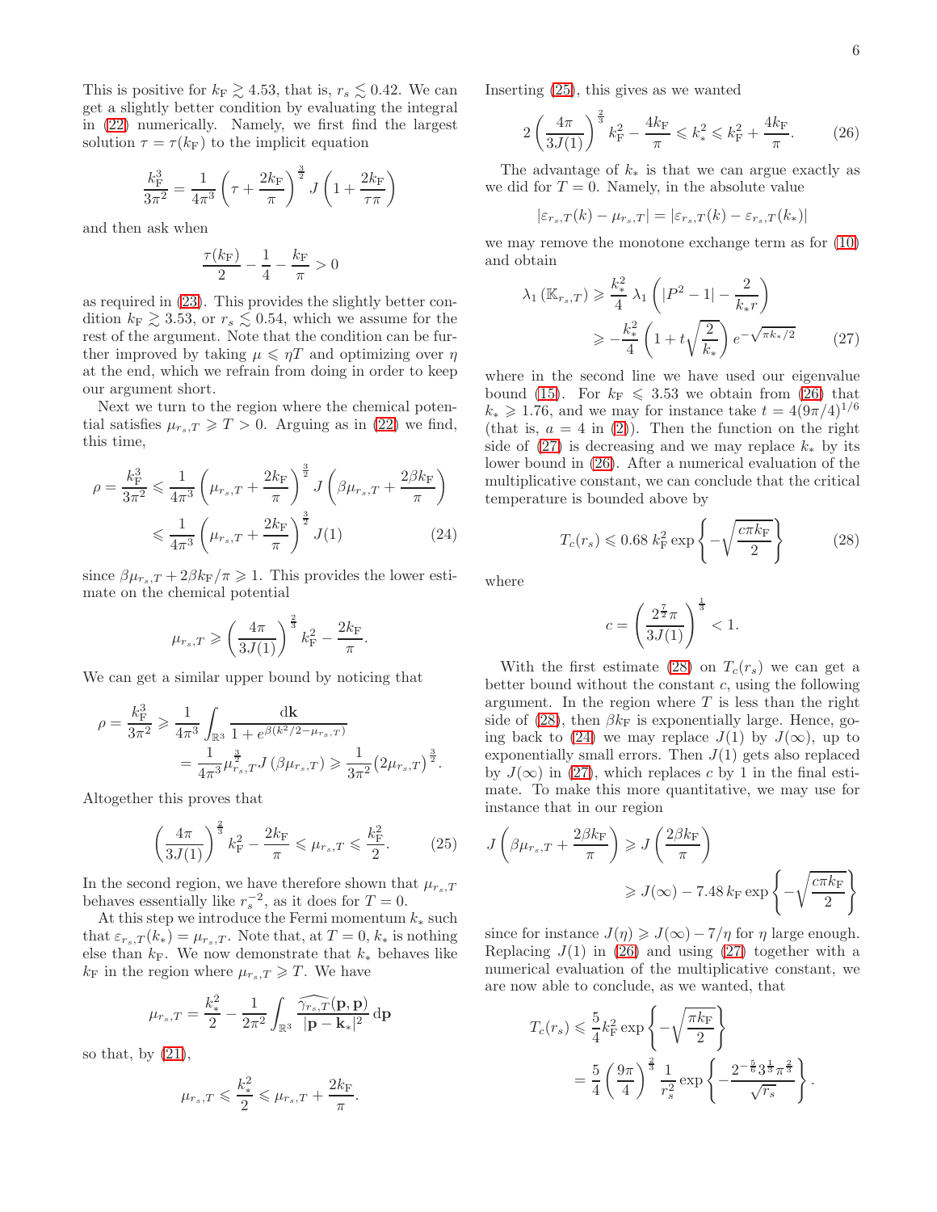This is positive for $k_{\rm F} \gtrsim 4.53$, that is, $r_s \lesssim 0.42$. We can get a slightly better condition by evaluating the integral in (22) numerically. Namely, we first find the largest solution $\tau = \tau(k_{\rm F})$ to the implicit equation

$$\frac{k_{\rm F}^3}{3\pi^2} = \frac{1}{4\pi^3}\left(\tau + \frac{2k_{\rm F}}{\pi}\right)^{\frac{3}{2}} J\left(1 + \frac{2k_{\rm F}}{\tau\pi}\right)$$

and then ask when

$$\frac{\tau(k_{\rm F})}{2} - \frac{1}{4} - \frac{k_{\rm F}}{\pi} > 0$$

as required in (23). This provides the slightly better condition $k_{\rm F} \gtrsim 3.53$, or $r_s \lesssim 0.54$, which we assume for the rest of the argument. Note that the condition can be further improved by taking $\mu \leqslant \eta T$ and optimizing over $\eta$ at the end, which we refrain from doing in order to keep our argument short.

Next we turn to the region where the chemical potential satisfies $\mu_{r_s,T} \geqslant T > 0$. Arguing as in (22) we find, this time,

$$\begin{aligned}\rho = \frac{k_{\rm F}^3}{3\pi^2} &\leqslant \frac{1}{4\pi^3}\left(\mu_{r_s,T} + \frac{2k_{\rm F}}{\pi}\right)^{\frac{3}{2}} J\left(\beta\mu_{r_s,T} + \frac{2\beta k_{\rm F}}{\pi}\right) \\ &\leqslant \frac{1}{4\pi^3}\left(\mu_{r_s,T} + \frac{2k_{\rm F}}{\pi}\right)^{\frac{3}{2}} J(1) \qquad (24)\end{aligned}$$

since $\beta\mu_{r_s,T} + 2\beta k_{\rm F}/\pi \geqslant 1$. This provides the lower estimate on the chemical potential

$$\mu_{r_s,T} \geqslant \left(\frac{4\pi}{3J(1)}\right)^{\frac{2}{3}} k_{\rm F}^2 - \frac{2k_{\rm F}}{\pi}.$$

We can get a similar upper bound by noticing that

$$\begin{aligned}\rho = \frac{k_{\rm F}^3}{3\pi^2} &\geqslant \frac{1}{4\pi^3}\int_{\mathbb{R}^3} \frac{{\rm d}\mathbf{k}}{1 + e^{\beta(k^2/2 - \mu_{r_s,T})}} \\ &= \frac{1}{4\pi^3}\mu_{r_s,T}^{\frac{3}{2}} J\left(\beta\mu_{r_s,T}\right) \geqslant \frac{1}{3\pi^2}(2\mu_{r_s,T})^{\frac{3}{2}}.\end{aligned}$$

Altogether this proves that

$$\left(\frac{4\pi}{3J(1)}\right)^{\frac{2}{3}} k_{\rm F}^2 - \frac{2k_{\rm F}}{\pi} \leqslant \mu_{r_s,T} \leqslant \frac{k_{\rm F}^2}{2}. \qquad (25)$$

In the second region, we have therefore shown that $\mu_{r_s,T}$ behaves essentially like $r_s^{-2}$, as it does for $T = 0$.

At this step we introduce the Fermi momentum $k_*$ such that $\varepsilon_{r_s,T}(k_*) = \mu_{r_s,T}$. Note that, at $T = 0$, $k_*$ is nothing else than $k_{\rm F}$. We now demonstrate that $k_*$ behaves like $k_{\rm F}$ in the region where $\mu_{r_s,T} \geqslant T$. We have

$$\mu_{r_s,T} = \frac{k_*^2}{2} - \frac{1}{2\pi^2}\int_{\mathbb{R}^3} \frac{\widehat{\gamma_{r_s,T}}(\mathbf{p},\mathbf{p})}{|\mathbf{p} - \mathbf{k}_*|^2}\,{\rm d}\mathbf{p}$$

so that, by (21),

$$\mu_{r_s,T} \leqslant \frac{k_*^2}{2} \leqslant \mu_{r_s,T} + \frac{2k_{\rm F}}{\pi}.$$

Inserting (25), this gives as we wanted

$$2\left(\frac{4\pi}{3J(1)}\right)^{\frac{2}{3}} k_{\rm F}^2 - \frac{4k_{\rm F}}{\pi} \leqslant k_*^2 \leqslant k_{\rm F}^2 + \frac{4k_{\rm F}}{\pi}. \qquad (26)$$

The advantage of $k_*$ is that we can argue exactly as we did for $T = 0$. Namely, in the absolute value

$$|\varepsilon_{r_s,T}(k) - \mu_{r_s,T}| = |\varepsilon_{r_s,T}(k) - \varepsilon_{r_s,T}(k_*)|$$

we may remove the monotone exchange term as for (10) and obtain

$$\begin{aligned}\lambda_1\left(\mathbb{K}_{r_s,T}\right) &\geqslant \frac{k_*^2}{4}\,\lambda_1\left(|P^2 - 1| - \frac{2}{k_* r}\right) \\ &\geqslant -\frac{k_*^2}{4}\left(1 + t\sqrt{\frac{2}{k_*}}\right)e^{-\sqrt{\pi k_*/2}} \qquad (27)\end{aligned}$$

where in the second line we have used our eigenvalue bound (15). For $k_{\rm F} \leqslant 3.53$ we obtain from (26) that $k_* \geqslant 1.76$, and we may for instance take $t = 4(9\pi/4)^{1/6}$ (that is, $a = 4$ in (2)). Then the function on the right side of (27) is decreasing and we may replace $k_*$ by its lower bound in (26). After a numerical evaluation of the multiplicative constant, we can conclude that the critical temperature is bounded above by

$$T_c(r_s) \leqslant 0.68\,k_{\rm F}^2 \exp\left\{-\sqrt{\frac{c\pi k_{\rm F}}{2}}\right\} \qquad (28)$$

where

$$c = \left(\frac{2^{\frac{7}{2}}\pi}{3J(1)}\right)^{\frac{1}{3}} < 1.$$

With the first estimate (28) on $T_c(r_s)$ we can get a better bound without the constant $c$, using the following argument. In the region where $T$ is less than the right side of (28), then $\beta k_{\rm F}$ is exponentially large. Hence, going back to (24) we may replace $J(1)$ by $J(\infty)$, up to exponentially small errors. Then $J(1)$ gets also replaced by $J(\infty)$ in (27), which replaces $c$ by 1 in the final estimate. To make this more quantitative, we may use for instance that in our region

$$\begin{aligned}J\left(\beta\mu_{r_s,T} + \frac{2\beta k_{\rm F}}{\pi}\right) &\geqslant J\left(\frac{2\beta k_{\rm F}}{\pi}\right) \\ &\geqslant J(\infty) - 7.48\,k_{\rm F} \exp\left\{-\sqrt{\frac{c\pi k_{\rm F}}{2}}\right\}\end{aligned}$$

since for instance $J(\eta) \geqslant J(\infty) - 7/\eta$ for $\eta$ large enough. Replacing $J(1)$ in (26) and using (27) together with a numerical evaluation of the multiplicative constant, we are now able to conclude, as we wanted, that

$$\begin{aligned}T_c(r_s) &\leqslant \frac{5}{4}k_{\rm F}^2 \exp\left\{-\sqrt{\frac{\pi k_{\rm F}}{2}}\right\} \\ &= \frac{5}{4}\left(\frac{9\pi}{4}\right)^{\frac{2}{3}}\frac{1}{r_s^2}\exp\left\{-\frac{2^{-\frac{5}{6}}3^{\frac{1}{3}}\pi^{\frac{2}{3}}}{\sqrt{r_s}}\right\}.\end{aligned}$$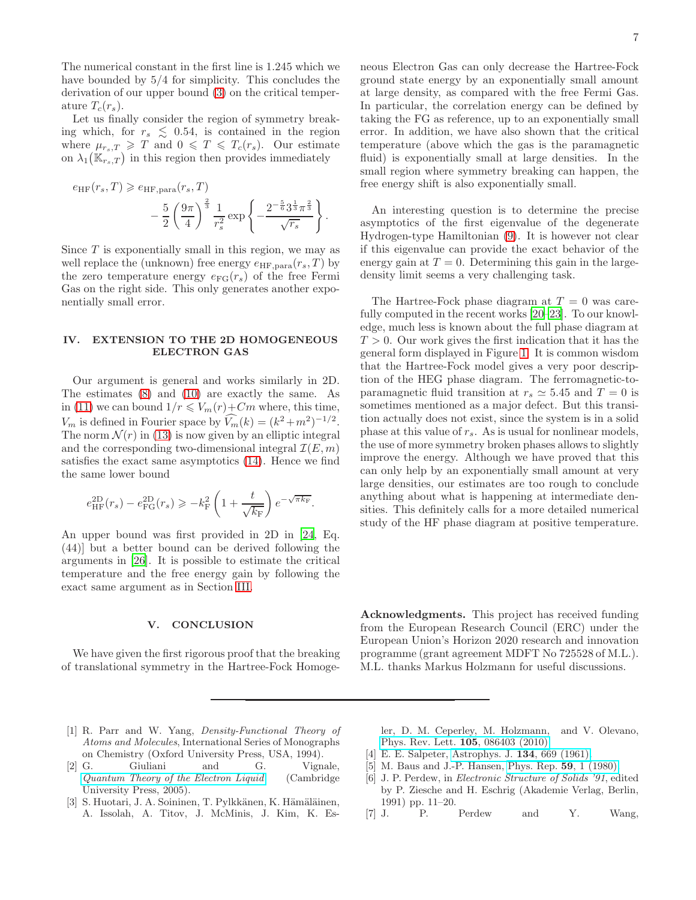The numerical constant in the first line is 1.245 which we have bounded by 5/4 for simplicity. This concludes the derivation of our upper bound (3) on the critical temperature $T_c(r_s)$.

Let us finally consider the region of symmetry breaking which, for $r_s \lesssim 0.54$, is contained in the region where $\mu_{r_s,T} \geqslant T$ and $0 \leqslant T \leqslant T_c(r_s)$. Our estimate on $\lambda_1(\mathbb{K}_{r_s,T})$ in this region then provides immediately

$$e_{\rm HF}(r_s,T) \geqslant e_{\rm HF,para}(r_s,T) \\ - \frac{5}{2}\left(\frac{9\pi}{4}\right)^{\frac{2}{3}} \frac{1}{r_s^2} \exp\left\{-\frac{2^{-\frac{5}{6}}3^{\frac{1}{3}}\pi^{\frac{2}{3}}}{\sqrt{r_s}}\right\}.$$

Since $T$ is exponentially small in this region, we may as well replace the (unknown) free energy $e_{\rm HF,para}(r_s,T)$ by the zero temperature energy $e_{\rm FG}(r_s)$ of the free Fermi Gas on the right side. This only generates another exponentially small error.

## IV. EXTENSION TO THE 2D HOMOGENEOUS ELECTRON GAS

Our argument is general and works similarly in 2D. The estimates (8) and (10) are exactly the same. As in (11) we can bound $1/r \leqslant V_m(r)+Cm$ where, this time, $V_m$ is defined in Fourier space by $\widehat{V_m}(k) = (k^2+m^2)^{-1/2}$. The norm $\mathcal{N}(r)$ in (13) is now given by an elliptic integral and the corresponding two-dimensional integral $\mathcal{I}(E,m)$ satisfies the exact same asymptotics (14). Hence we find the same lower bound

$$e^{\rm 2D}_{\rm HF}(r_s) - e^{\rm 2D}_{\rm FG}(r_s) \geqslant -k_{\rm F}^2\left(1+\frac{t}{\sqrt{k_{\rm F}}}\right)e^{-\sqrt{\pi k_{\rm F}}}.$$

An upper bound was first provided in 2D in [24, Eq. (44)] but a better bound can be derived following the arguments in [26]. It is possible to estimate the critical temperature and the free energy gain by following the exact same argument as in Section III.

## V. CONCLUSION

We have given the first rigorous proof that the breaking of translational symmetry in the Hartree-Fock Homogeneous Electron Gas can only decrease the Hartree-Fock ground state energy by an exponentially small amount at large density, as compared with the free Fermi Gas. In particular, the correlation energy can be defined by taking the FG as reference, up to an exponentially small error. In addition, we have also shown that the critical temperature (above which the gas is the paramagnetic fluid) is exponentially small at large densities. In the small region where symmetry breaking can happen, the free energy shift is also exponentially small.

An interesting question is to determine the precise asymptotics of the first eigenvalue of the degenerate Hydrogen-type Hamiltonian (9). It is however not clear if this eigenvalue can provide the exact behavior of the energy gain at $T = 0$. Determining this gain in the large-density limit seems a very challenging task.

The Hartree-Fock phase diagram at $T = 0$ was carefully computed in the recent works [20–23]. To our knowledge, much less is known about the full phase diagram at $T > 0$. Our work gives the first indication that it has the general form displayed in Figure 1. It is common wisdom that the Hartree-Fock model gives a very poor description of the HEG phase diagram. The ferromagnetic-to-paramagnetic fluid transition at $r_s \simeq 5.45$ and $T = 0$ is sometimes mentioned as a major defect. But this transition actually does not exist, since the system is in a solid phase at this value of $r_s$. As is usual for nonlinear models, the use of more symmetry broken phases allows to slightly improve the energy. Although we have proved that this can only help by an exponentially small amount at very large densities, our estimates are too rough to conclude anything about what is happening at intermediate densities. This definitely calls for a more detailed numerical study of the HF phase diagram at positive temperature.

**Acknowledgments.** This project has received funding from the European Research Council (ERC) under the European Union's Horizon 2020 research and innovation programme (grant agreement MDFT No 725528 of M.L.). M.L. thanks Markus Holzmann for useful discussions.

---

[1] R. Parr and W. Yang, *Density-Functional Theory of Atoms and Molecules*, International Series of Monographs on Chemistry (Oxford University Press, USA, 1994).

[2] G. Giuliani and G. Vignale, *Quantum Theory of the Electron Liquid* (Cambridge University Press, 2005).

[3] S. Huotari, J. A. Soininen, T. Pylkkänen, K. Hämäläinen, A. Issolah, A. Titov, J. McMinis, J. Kim, K. Esler, D. M. Ceperley, M. Holzmann, and V. Olevano, Phys. Rev. Lett. **105**, 086403 (2010).

[4] E. E. Salpeter, Astrophys. J. **134**, 669 (1961).

[5] M. Baus and J.-P. Hansen, Phys. Rep. **59**, 1 (1980).

[6] J. P. Perdew, in *Electronic Structure of Solids '91*, edited by P. Ziesche and H. Eschrig (Akademie Verlag, Berlin, 1991) pp. 11–20.

[7] J. P. Perdew and Y. Wang,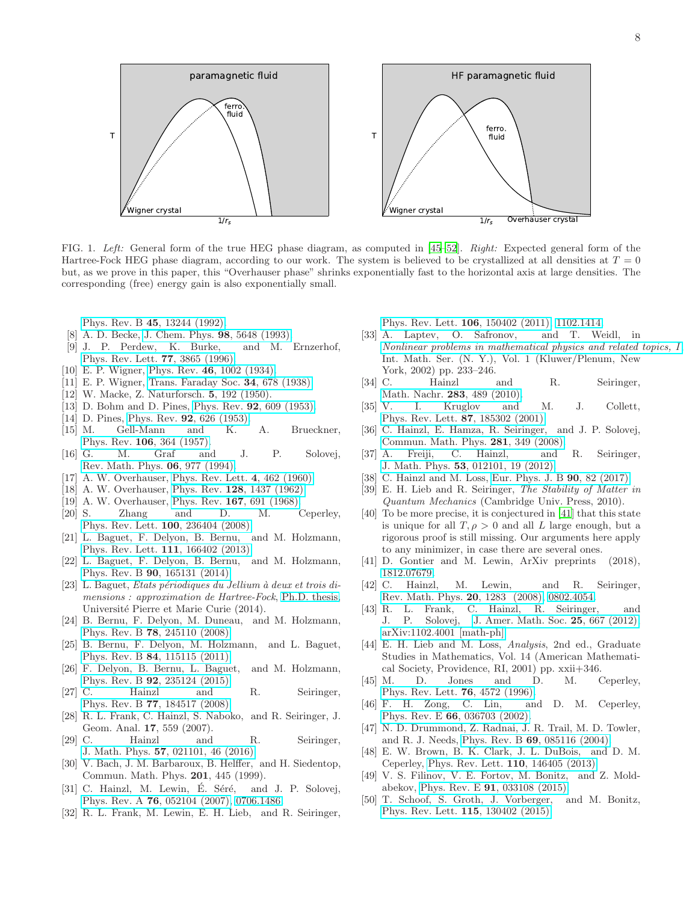FIG. 1. *Left:* General form of the true HEG phase diagram, as computed in [45–52]. *Right:* Expected general form of the Hartree-Fock HEG phase diagram, according to our work. The system is believed to be crystallized at all densities at $T = 0$ but, as we prove in this paper, this "Overhauser phase" shrinks exponentially fast to the horizontal axis at large densities. The corresponding (free) energy gain is also exponentially small.

Phys. Rev. B **45**, 13244 (1992).

[8] A. D. Becke, J. Chem. Phys. **98**, 5648 (1993).

[9] J. P. Perdew, K. Burke, and M. Ernzerhof, Phys. Rev. Lett. **77**, 3865 (1996).

[10] E. P. Wigner, Phys. Rev. **46**, 1002 (1934).

[11] E. P. Wigner, Trans. Faraday Soc. **34**, 678 (1938).

[12] W. Macke, Z. Naturforsch. **5**, 192 (1950).

[13] D. Bohm and D. Pines, Phys. Rev. **92**, 609 (1953).

[14] D. Pines, Phys. Rev. **92**, 626 (1953).

[15] M. Gell-Mann and K. A. Brueckner, Phys. Rev. **106**, 364 (1957).

[16] G. M. Graf and J. P. Solovej, Rev. Math. Phys. **06**, 977 (1994).

[17] A. W. Overhauser, Phys. Rev. Lett. **4**, 462 (1960).

[18] A. W. Overhauser, Phys. Rev. **128**, 1437 (1962).

[19] A. W. Overhauser, Phys. Rev. **167**, 691 (1968).

[20] S. Zhang and D. M. Ceperley, Phys. Rev. Lett. **100**, 236404 (2008).

[21] L. Baguet, F. Delyon, B. Bernu, and M. Holzmann, Phys. Rev. Lett. **111**, 166402 (2013).

[22] L. Baguet, F. Delyon, B. Bernu, and M. Holzmann, Phys. Rev. B **90**, 165131 (2014).

[23] L. Baguet, *Etats périodiques du Jellium à deux et trois dimensions : approximation de Hartree-Fock*, Ph.D. thesis, Université Pierre et Marie Curie (2014).

[24] B. Bernu, F. Delyon, M. Duneau, and M. Holzmann, Phys. Rev. B **78**, 245110 (2008).

[25] B. Bernu, F. Delyon, M. Holzmann, and L. Baguet, Phys. Rev. B **84**, 115115 (2011).

[26] F. Delyon, B. Bernu, L. Baguet, and M. Holzmann, Phys. Rev. B **92**, 235124 (2015).

[27] C. Hainzl and R. Seiringer, Phys. Rev. B **77**, 184517 (2008).

[28] R. L. Frank, C. Hainzl, S. Naboko, and R. Seiringer, J. Geom. Anal. **17**, 559 (2007).

[29] C. Hainzl and R. Seiringer, J. Math. Phys. **57**, 021101, 46 (2016).

[30] V. Bach, J. M. Barbaroux, B. Helffer, and H. Siedentop, Commun. Math. Phys. **201**, 445 (1999).

[31] C. Hainzl, M. Lewin, É. Séré, and J. P. Solovej, Phys. Rev. A **76**, 052104 (2007), 0706.1486.

[32] R. L. Frank, M. Lewin, E. H. Lieb, and R. Seiringer, Phys. Rev. Lett. **106**, 150402 (2011), 1102.1414.

[33] A. Laptev, O. Safronov, and T. Weidl, in *Nonlinear problems in mathematical physics and related topics, I*, Int. Math. Ser. (N. Y.), Vol. 1 (Kluwer/Plenum, New York, 2002) pp. 233–246.

[34] C. Hainzl and R. Seiringer, Math. Nachr. **283**, 489 (2010).

[35] V. I. Kruglov and M. J. Collett, Phys. Rev. Lett. **87**, 185302 (2001).

[36] C. Hainzl, E. Hamza, R. Seiringer, and J. P. Solovej, Commun. Math. Phys. **281**, 349 (2008).

[37] A. Freiji, C. Hainzl, and R. Seiringer, J. Math. Phys. **53**, 012101, 19 (2012).

[38] C. Hainzl and M. Loss, Eur. Phys. J. B **90**, 82 (2017).

[39] E. H. Lieb and R. Seiringer, *The Stability of Matter in Quantum Mechanics* (Cambridge Univ. Press, 2010).

[40] To be more precise, it is conjectured in [41] that this state is unique for all $T, \rho > 0$ and all $L$ large enough, but a rigorous proof is still missing. Our arguments here apply to any minimizer, in case there are several ones.

[41] D. Gontier and M. Lewin, ArXiv preprints (2018), 1812.07679.

[42] C. Hainzl, M. Lewin, and R. Seiringer, Rev. Math. Phys. **20**, 1283 (2008), 0802.4054.

[43] R. L. Frank, C. Hainzl, R. Seiringer, and J. P. Solovej, J. Amer. Math. Soc. **25**, 667 (2012), arXiv:1102.4001 [math-ph].

[44] E. H. Lieb and M. Loss, *Analysis*, 2nd ed., Graduate Studies in Mathematics, Vol. 14 (American Mathematical Society, Providence, RI, 2001) pp. xxii+346.

[45] M. D. Jones and D. M. Ceperley, Phys. Rev. Lett. **76**, 4572 (1996).

[46] F. H. Zong, C. Lin, and D. M. Ceperley, Phys. Rev. E **66**, 036703 (2002).

[47] N. D. Drummond, Z. Radnai, J. R. Trail, M. D. Towler, and R. J. Needs, Phys. Rev. B **69**, 085116 (2004).

[48] E. W. Brown, B. K. Clark, J. L. DuBois, and D. M. Ceperley, Phys. Rev. Lett. **110**, 146405 (2013).

[49] V. S. Filinov, V. E. Fortov, M. Bonitz, and Z. Moldabekov, Phys. Rev. E **91**, 033108 (2015).

[50] T. Schoof, S. Groth, J. Vorberger, and M. Bonitz, Phys. Rev. Lett. **115**, 130402 (2015).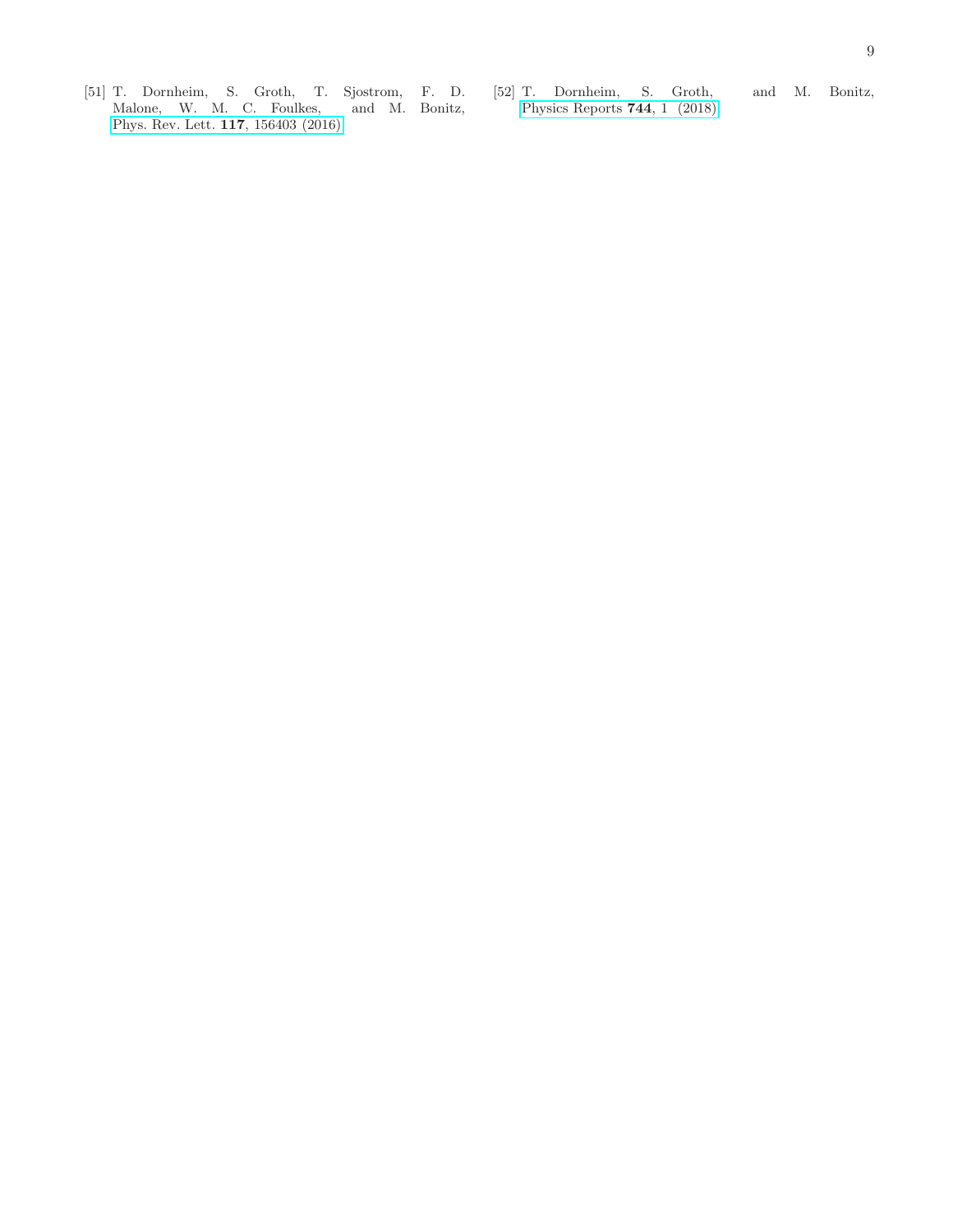[51] T. Dornheim, S. Groth, T. Sjostrom, F. D. Malone, W. M. C. Foulkes, and M. Bonitz, Phys. Rev. Lett. **117**, 156403 (2016).

[52] T. Dornheim, S. Groth, and M. Bonitz, Physics Reports **744**, 1 (2018).